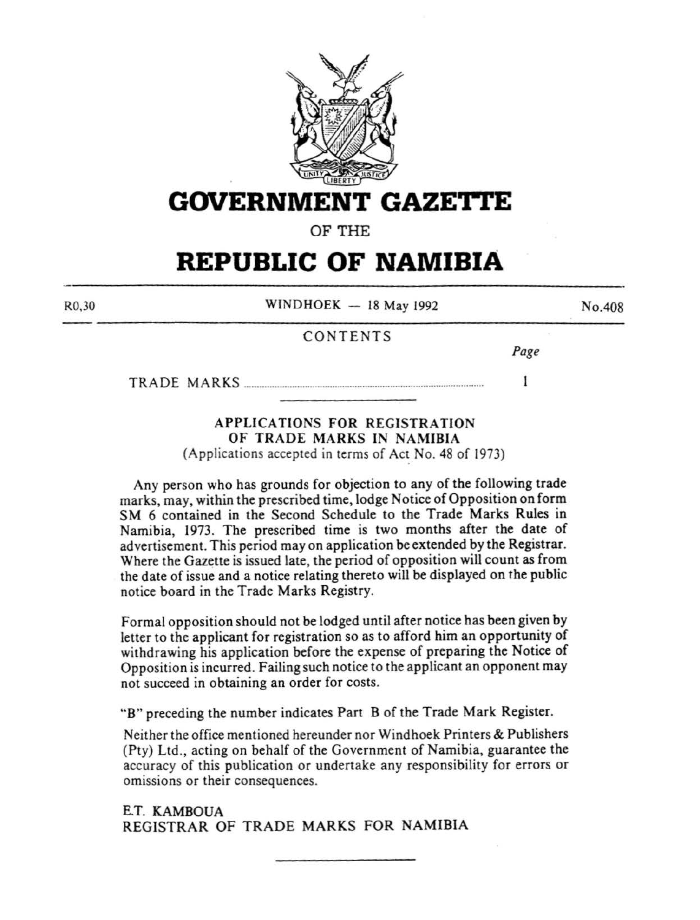# GOVERNMENT GAZETTE

OF THE

# REPUBLIC OF NAMIBIA

R0,30 WINDHOEK — 18 May 1992 No.408

## CONTENTS

| | Page |
|---|---|
| TRADE MARKS | 1 |

---

### APPLICATIONS FOR REGISTRATION OF TRADE MARKS IN NAMIBIA

(Applications accepted in terms of Act No. 48 of 1973)

Any person who has grounds for objection to any of the following trade marks, may, within the prescribed time, lodge Notice of Opposition on form SM 6 contained in the Second Schedule to the Trade Marks Rules in Namibia, 1973. The prescribed time is two months after the date of advertisement. This period may on application be extended by the Registrar. Where the Gazette is issued late, the period of opposition will count as from the date of issue and a notice relating thereto will be displayed on the public notice board in the Trade Marks Registry.

Formal opposition should not be lodged until after notice has been given by letter to the applicant for registration so as to afford him an opportunity of withdrawing his application before the expense of preparing the Notice of Opposition is incurred. Failing such notice to the applicant an opponent may not succeed in obtaining an order for costs.

"B" preceding the number indicates Part B of the Trade Mark Register.

Neither the office mentioned hereunder nor Windhoek Printers & Publishers (Pty) Ltd., acting on behalf of the Government of Namibia, guarantee the accuracy of this publication or undertake any responsibility for errors or omissions or their consequences.

E.T. KAMBOUA
REGISTRAR OF TRADE MARKS FOR NAMIBIA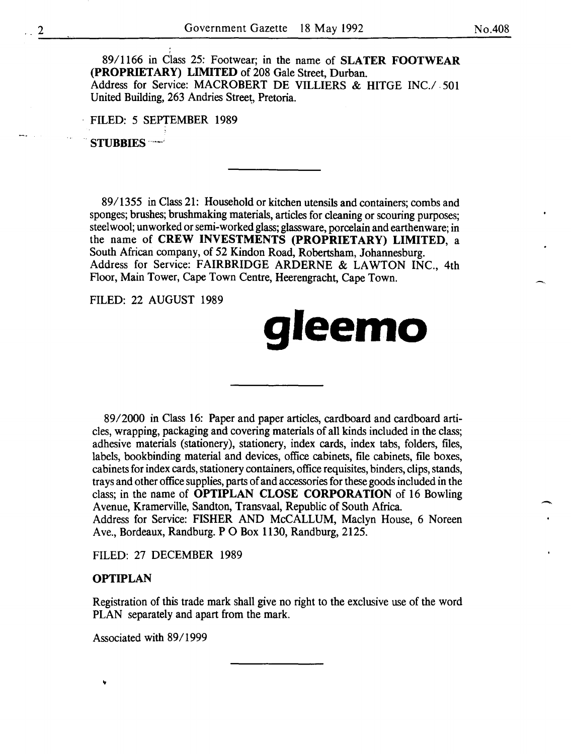89/1166 in Class 25: Footwear; in the name of **SLATER FOOTWEAR (PROPRIETARY) LIMITED** of 208 Gale Street, Durban.
Address for Service: MACROBERT DE VILLIERS & HITGE INC./ 501 United Building, 263 Andries Street, Pretoria.

FILED: 5 SEPTEMBER 1989

**STUBBIES**

---

89/1355 in Class 21: Household or kitchen utensils and containers; combs and sponges; brushes; brushmaking materials, articles for cleaning or scouring purposes; steelwool; unworked or semi-worked glass; glassware, porcelain and earthenware; in the name of **CREW INVESTMENTS (PROPRIETARY) LIMITED**, a South African company, of 52 Kindon Road, Robertsham, Johannesburg.
Address for Service: FAIRBRIDGE ARDERNE & LAWTON INC., 4th Floor, Main Tower, Cape Town Centre, Heerengracht, Cape Town.

FILED: 22 AUGUST 1989

**gleemo**

---

89/2000 in Class 16: Paper and paper articles, cardboard and cardboard articles, wrapping, packaging and covering materials of all kinds included in the class; adhesive materials (stationery), stationery, index cards, index tabs, folders, files, labels, bookbinding material and devices, office cabinets, file cabinets, file boxes, cabinets for index cards, stationery containers, office requisites, binders, clips, stands, trays and other office supplies, parts of and accessories for these goods included in the class; in the name of **OPTIPLAN CLOSE CORPORATION** of 16 Bowling Avenue, Kramerville, Sandton, Transvaal, Republic of South Africa.
Address for Service: FISHER AND McCALLUM, Maclyn House, 6 Noreen Ave., Bordeaux, Randburg. P O Box 1130, Randburg, 2125.

FILED: 27 DECEMBER 1989

**OPTIPLAN**

Registration of this trade mark shall give no right to the exclusive use of the word PLAN separately and apart from the mark.

Associated with 89/1999

---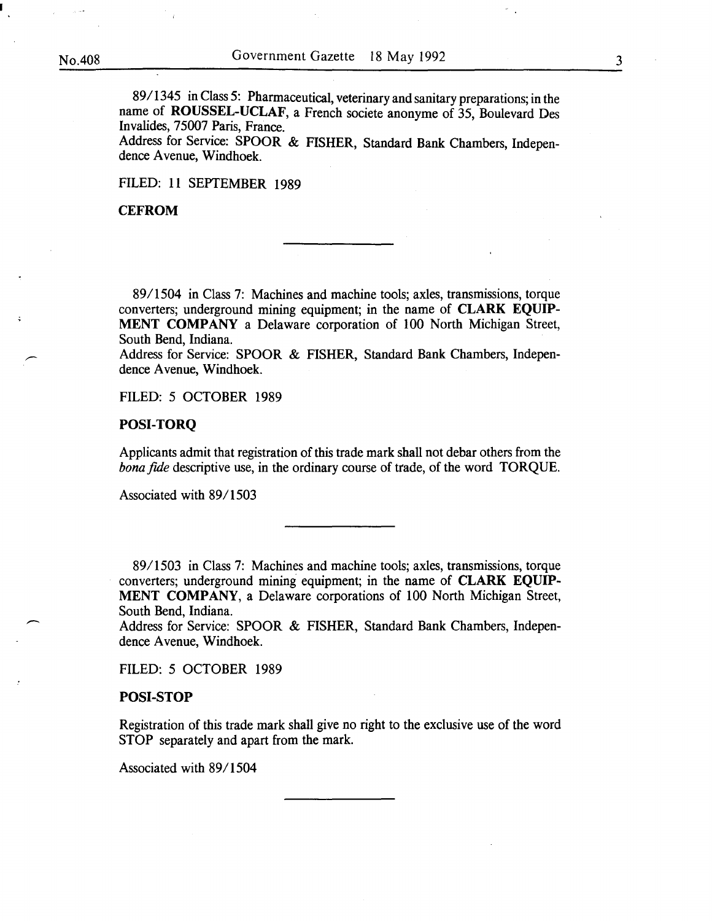89/1345 in Class 5: Pharmaceutical, veterinary and sanitary preparations; in the name of **ROUSSEL-UCLAF**, a French societe anonyme of 35, Boulevard Des Invalides, 75007 Paris, France.
Address for Service: SPOOR & FISHER, Standard Bank Chambers, Independence Avenue, Windhoek.

FILED: 11 SEPTEMBER 1989

**CEFROM**

---

89/1504 in Class 7: Machines and machine tools; axles, transmissions, torque converters; underground mining equipment; in the name of **CLARK EQUIPMENT COMPANY** a Delaware corporation of 100 North Michigan Street, South Bend, Indiana.
Address for Service: SPOOR & FISHER, Standard Bank Chambers, Independence Avenue, Windhoek.

FILED: 5 OCTOBER 1989

**POSI-TORQ**

Applicants admit that registration of this trade mark shall not debar others from the *bona fide* descriptive use, in the ordinary course of trade, of the word TORQUE.

Associated with 89/1503

---

89/1503 in Class 7: Machines and machine tools; axles, transmissions, torque converters; underground mining equipment; in the name of **CLARK EQUIPMENT COMPANY**, a Delaware corporations of 100 North Michigan Street, South Bend, Indiana.
Address for Service: SPOOR & FISHER, Standard Bank Chambers, Independence Avenue, Windhoek.

FILED: 5 OCTOBER 1989

**POSI-STOP**

Registration of this trade mark shall give no right to the exclusive use of the word STOP separately and apart from the mark.

Associated with 89/1504

---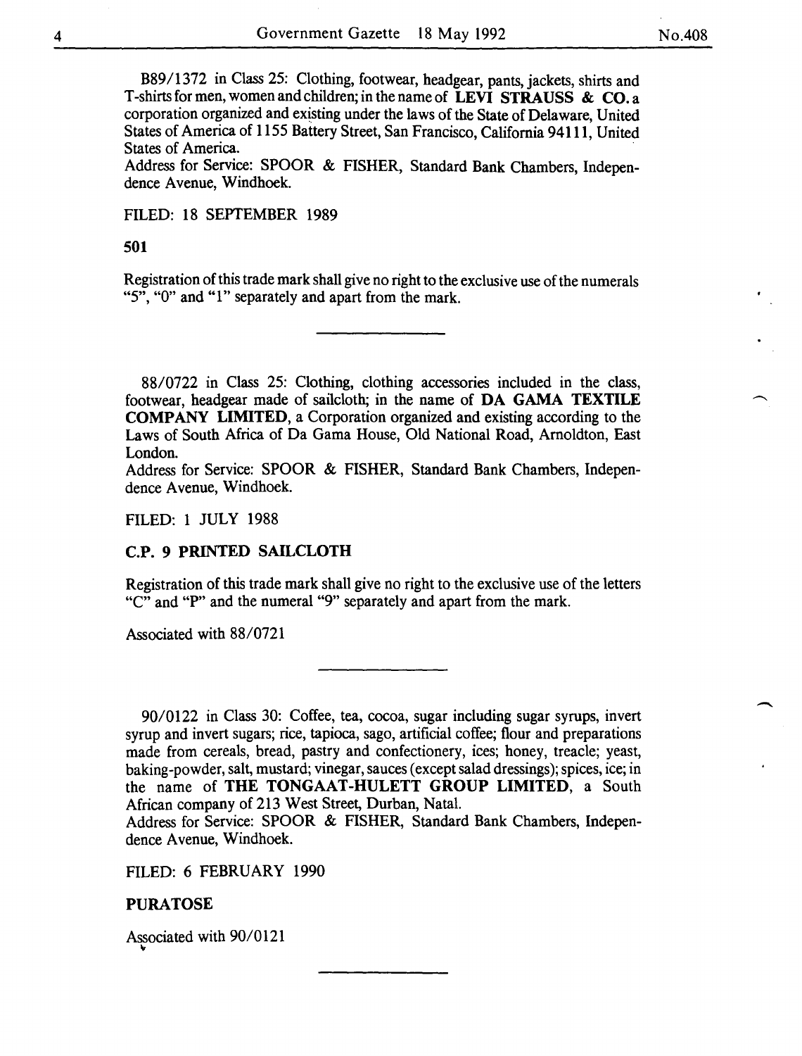B89/1372 in Class 25: Clothing, footwear, headgear, pants, jackets, shirts and T-shirts for men, women and children; in the name of **LEVI STRAUSS & CO.** a corporation organized and existing under the laws of the State of Delaware, United States of America of 1155 Battery Street, San Francisco, California 94111, United States of America.
Address for Service: SPOOR & FISHER, Standard Bank Chambers, Independence Avenue, Windhoek.

FILED: 18 SEPTEMBER 1989

**501**

Registration of this trade mark shall give no right to the exclusive use of the numerals "5", "0" and "1" separately and apart from the mark.

---

88/0722 in Class 25: Clothing, clothing accessories included in the class, footwear, headgear made of sailcloth; in the name of **DA GAMA TEXTILE COMPANY LIMITED**, a Corporation organized and existing according to the Laws of South Africa of Da Gama House, Old National Road, Arnoldton, East London.
Address for Service: SPOOR & FISHER, Standard Bank Chambers, Independence Avenue, Windhoek.

FILED: 1 JULY 1988

**C.P. 9 PRINTED SAILCLOTH**

Registration of this trade mark shall give no right to the exclusive use of the letters "C" and "P" and the numeral "9" separately and apart from the mark.

Associated with 88/0721

---

90/0122 in Class 30: Coffee, tea, cocoa, sugar including sugar syrups, invert syrup and invert sugars; rice, tapioca, sago, artificial coffee; flour and preparations made from cereals, bread, pastry and confectionery, ices; honey, treacle; yeast, baking-powder, salt, mustard; vinegar, sauces (except salad dressings); spices, ice; in the name of **THE TONGAAT-HULETT GROUP LIMITED**, a South African company of 213 West Street, Durban, Natal.
Address for Service: SPOOR & FISHER, Standard Bank Chambers, Independence Avenue, Windhoek.

FILED: 6 FEBRUARY 1990

**PURATOSE**

Associated with 90/0121

---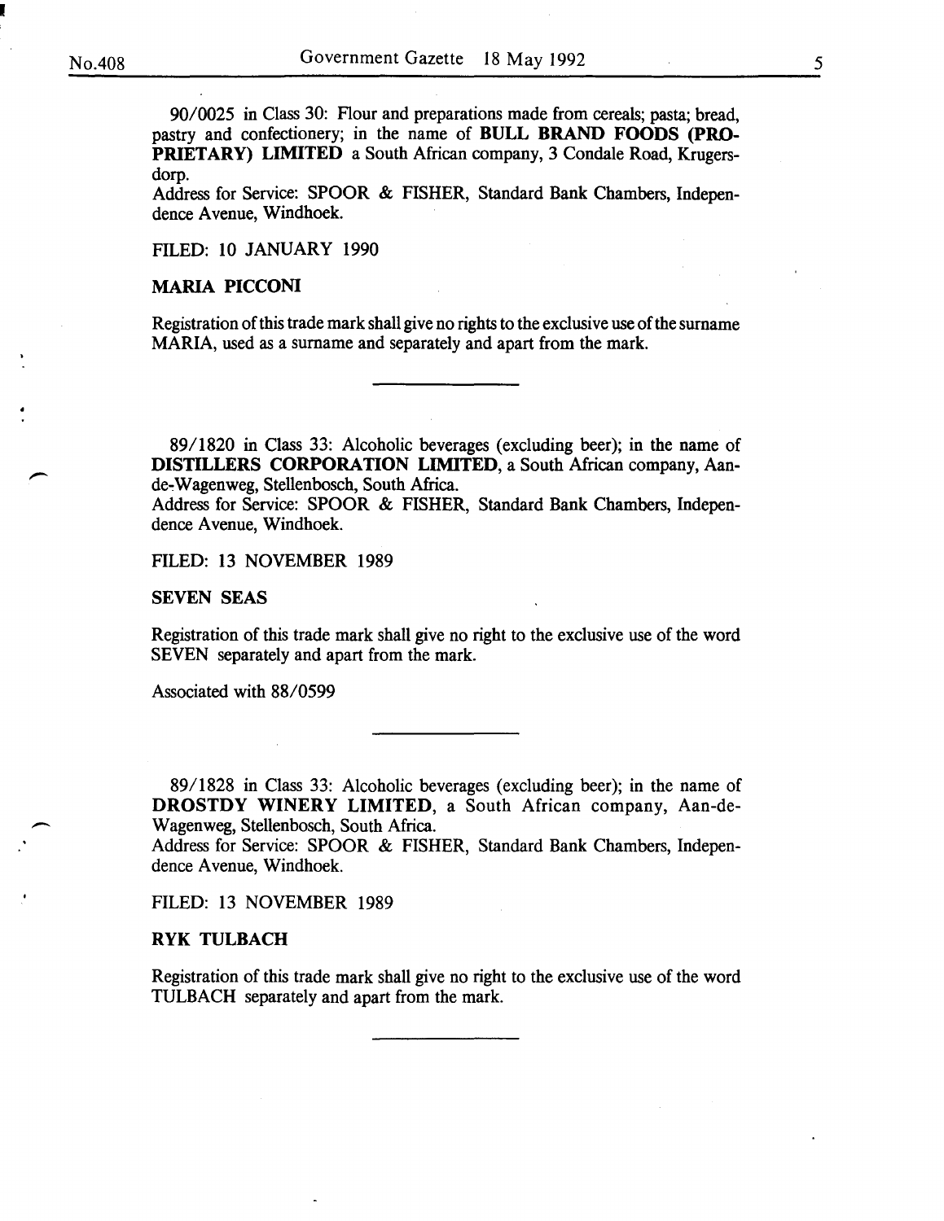90/0025 in Class 30: Flour and preparations made from cereals; pasta; bread, pastry and confectionery; in the name of **BULL BRAND FOODS (PROPRIETARY) LIMITED** a South African company, 3 Condale Road, Krugersdorp.
Address for Service: SPOOR & FISHER, Standard Bank Chambers, Independence Avenue, Windhoek.

FILED: 10 JANUARY 1990

**MARIA PICCONI**

Registration of this trade mark shall give no rights to the exclusive use of the surname MARIA, used as a surname and separately and apart from the mark.

---

89/1820 in Class 33: Alcoholic beverages (excluding beer); in the name of **DISTILLERS CORPORATION LIMITED**, a South African company, Aan-de-Wagenweg, Stellenbosch, South Africa.
Address for Service: SPOOR & FISHER, Standard Bank Chambers, Independence Avenue, Windhoek.

FILED: 13 NOVEMBER 1989

**SEVEN SEAS**

Registration of this trade mark shall give no right to the exclusive use of the word SEVEN separately and apart from the mark.

Associated with 88/0599

---

89/1828 in Class 33: Alcoholic beverages (excluding beer); in the name of **DROSTDY WINERY LIMITED**, a South African company, Aan-de-Wagenweg, Stellenbosch, South Africa.
Address for Service: SPOOR & FISHER, Standard Bank Chambers, Independence Avenue, Windhoek.

FILED: 13 NOVEMBER 1989

**RYK TULBACH**

Registration of this trade mark shall give no right to the exclusive use of the word TULBACH separately and apart from the mark.

---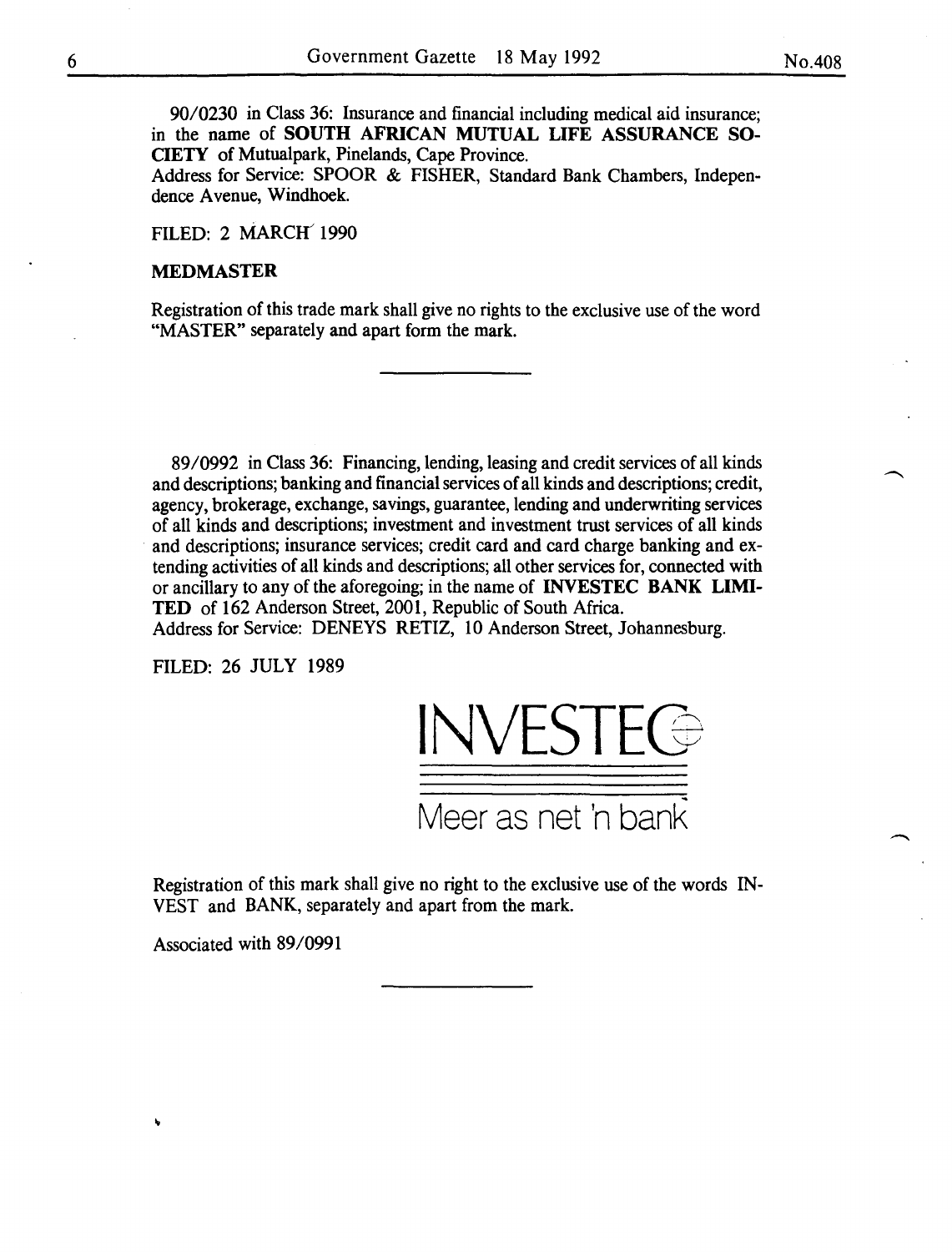90/0230 in Class 36: Insurance and financial including medical aid insurance; in the name of **SOUTH AFRICAN MUTUAL LIFE ASSURANCE SOCIETY** of Mutualpark, Pinelands, Cape Province.
Address for Service: SPOOR & FISHER, Standard Bank Chambers, Independence Avenue, Windhoek.

FILED: 2 MARCH 1990

**MEDMASTER**

Registration of this trade mark shall give no rights to the exclusive use of the word "MASTER" separately and apart form the mark.

---

89/0992 in Class 36: Financing, lending, leasing and credit services of all kinds and descriptions; banking and financial services of all kinds and descriptions; credit, agency, brokerage, exchange, savings, guarantee, lending and underwriting services of all kinds and descriptions; investment and investment trust services of all kinds and descriptions; insurance services; credit card and card charge banking and extending activities of all kinds and descriptions; all other services for, connected with or ancillary to any of the aforegoing; in the name of **INVESTEC BANK LIMITED** of 162 Anderson Street, 2001, Republic of South Africa.
Address for Service: DENEYS RETIZ, 10 Anderson Street, Johannesburg.

FILED: 26 JULY 1989

INVESTEC

Meer as net 'n bank

Registration of this mark shall give no right to the exclusive use of the words INVEST and BANK, separately and apart from the mark.

Associated with 89/0991

---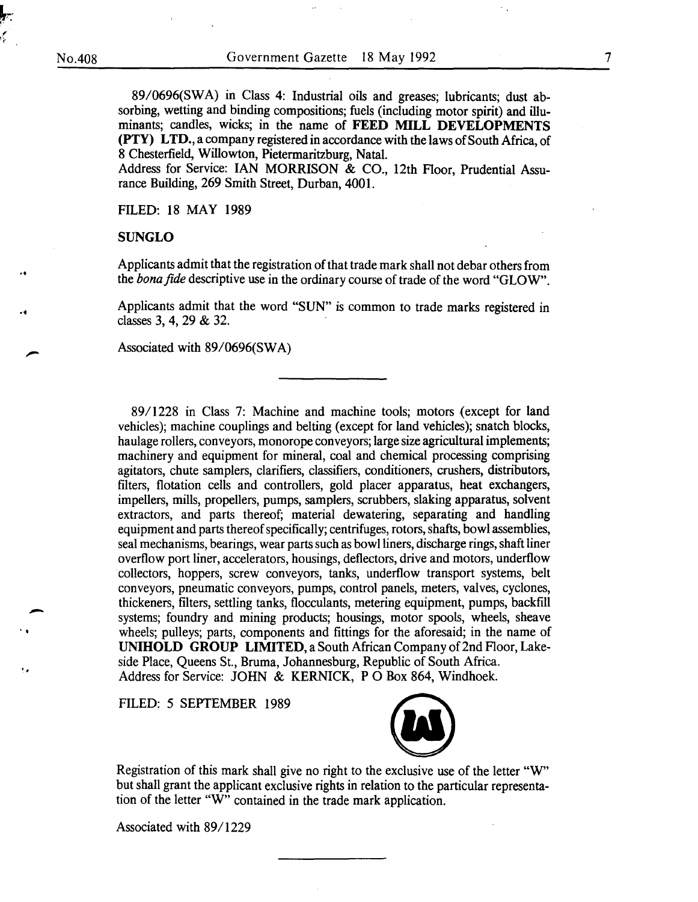89/0696(SWA) in Class 4: Industrial oils and greases; lubricants; dust absorbing, wetting and binding compositions; fuels (including motor spirit) and illuminants; candles, wicks; in the name of **FEED MILL DEVELOPMENTS (PTY) LTD.**, a company registered in accordance with the laws of South Africa, of 8 Chesterfield, Willowton, Pietermaritzburg, Natal.
Address for Service: IAN MORRISON & CO., 12th Floor, Prudential Assurance Building, 269 Smith Street, Durban, 4001.

FILED: 18 MAY 1989

**SUNGLO**

Applicants admit that the registration of that trade mark shall not debar others from the *bona fide* descriptive use in the ordinary course of trade of the word "GLOW".

Applicants admit that the word "SUN" is common to trade marks registered in classes 3, 4, 29 & 32.

Associated with 89/0696(SWA)

---

89/1228 in Class 7: Machine and machine tools; motors (except for land vehicles); machine couplings and belting (except for land vehicles); snatch blocks, haulage rollers, conveyors, monorope conveyors; large size agricultural implements; machinery and equipment for mineral, coal and chemical processing comprising agitators, chute samplers, clarifiers, classifiers, conditioners, crushers, distributors, filters, flotation cells and controllers, gold placer apparatus, heat exchangers, impellers, mills, propellers, pumps, samplers, scrubbers, slaking apparatus, solvent extractors, and parts thereof; material dewatering, separating and handling equipment and parts thereof specifically; centrifuges, rotors, shafts, bowl assemblies, seal mechanisms, bearings, wear parts such as bowl liners, discharge rings, shaft liner overflow port liner, accelerators, housings, deflectors, drive and motors, underflow collectors, hoppers, screw conveyors, tanks, underflow transport systems, belt conveyors, pneumatic conveyors, pumps, control panels, meters, valves, cyclones, thickeners, filters, settling tanks, flocculants, metering equipment, pumps, backfill systems; foundry and mining products; housings, motor spools, wheels, sheave wheels; pulleys; parts, components and fittings for the aforesaid; in the name of **UNIHOLD GROUP LIMITED**, a South African Company of 2nd Floor, Lakeside Place, Queens St., Bruma, Johannesburg, Republic of South Africa.
Address for Service: JOHN & KERNICK, P O Box 864, Windhoek.

FILED: 5 SEPTEMBER 1989

Registration of this mark shall give no right to the exclusive use of the letter "W" but shall grant the applicant exclusive rights in relation to the particular representation of the letter "W" contained in the trade mark application.

Associated with 89/1229

---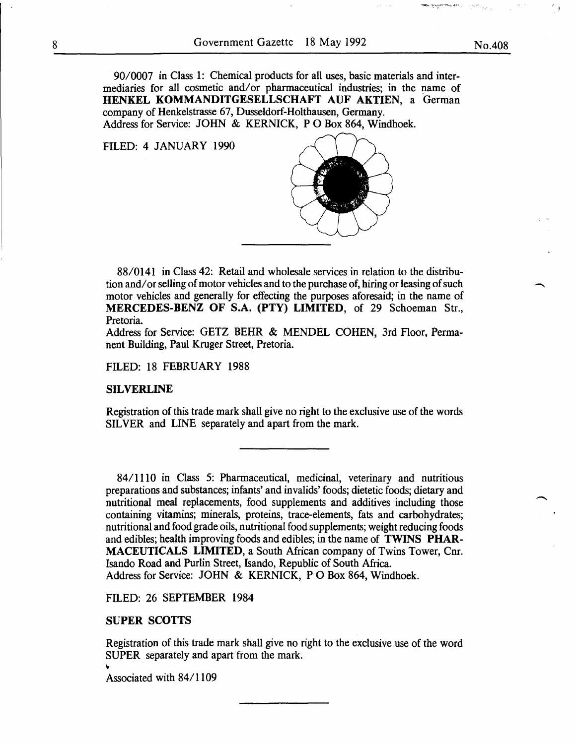90/0007 in Class 1: Chemical products for all uses, basic materials and intermediaries for all cosmetic and/or pharmaceutical industries; in the name of **HENKEL KOMMANDITGESELLSCHAFT AUF AKTIEN**, a German company of Henkelstrasse 67, Dusseldorf-Holthausen, Germany.
Address for Service: JOHN & KERNICK, P O Box 864, Windhoek.

FILED: 4 JANUARY 1990

---

88/0141 in Class 42: Retail and wholesale services in relation to the distribution and/or selling of motor vehicles and to the purchase of, hiring or leasing of such motor vehicles and generally for effecting the purposes aforesaid; in the name of **MERCEDES-BENZ OF S.A. (PTY) LIMITED**, of 29 Schoeman Str., Pretoria.
Address for Service: GETZ BEHR & MENDEL COHEN, 3rd Floor, Permanent Building, Paul Kruger Street, Pretoria.

FILED: 18 FEBRUARY 1988

**SILVERLINE**

Registration of this trade mark shall give no right to the exclusive use of the words SILVER and LINE separately and apart from the mark.

---

84/1110 in Class 5: Pharmaceutical, medicinal, veterinary and nutritious preparations and substances; infants' and invalids' foods; dietetic foods; dietary and nutritional meal replacements, food supplements and additives including those containing vitamins; minerals, proteins, trace-elements, fats and carbohydrates; nutritional and food grade oils, nutritional food supplements; weight reducing foods and edibles; health improving foods and edibles; in the name of **TWINS PHARMACEUTICALS LIMITED**, a South African company of Twins Tower, Cnr. Isando Road and Purlin Street, Isando, Republic of South Africa.
Address for Service: JOHN & KERNICK, P O Box 864, Windhoek.

FILED: 26 SEPTEMBER 1984

**SUPER SCOTTS**

Registration of this trade mark shall give no right to the exclusive use of the word SUPER separately and apart from the mark.

Associated with 84/1109

---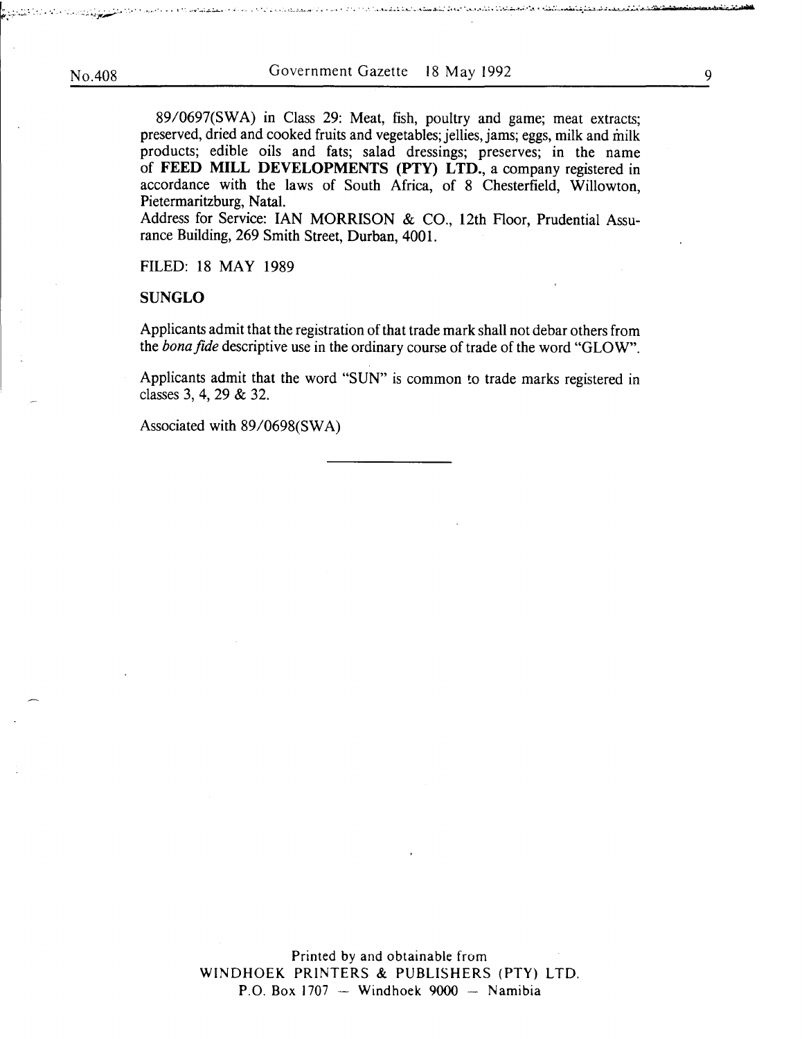89/0697(SWA) in Class 29: Meat, fish, poultry and game; meat extracts; preserved, dried and cooked fruits and vegetables; jellies, jams; eggs, milk and milk products; edible oils and fats; salad dressings; preserves; in the name of **FEED MILL DEVELOPMENTS (PTY) LTD.**, a company registered in accordance with the laws of South Africa, of 8 Chesterfield, Willowton, Pietermaritzburg, Natal.
Address for Service: IAN MORRISON & CO., 12th Floor, Prudential Assurance Building, 269 Smith Street, Durban, 4001.

FILED: 18 MAY 1989

**SUNGLO**

Applicants admit that the registration of that trade mark shall not debar others from the *bona fide* descriptive use in the ordinary course of trade of the word "GLOW".

Applicants admit that the word "SUN" is common to trade marks registered in classes 3, 4, 29 & 32.

Associated with 89/0698(SWA)

---

Printed by and obtainable from
WINDHOEK PRINTERS & PUBLISHERS (PTY) LTD.
P.O. Box 1707 — Windhoek 9000 — Namibia